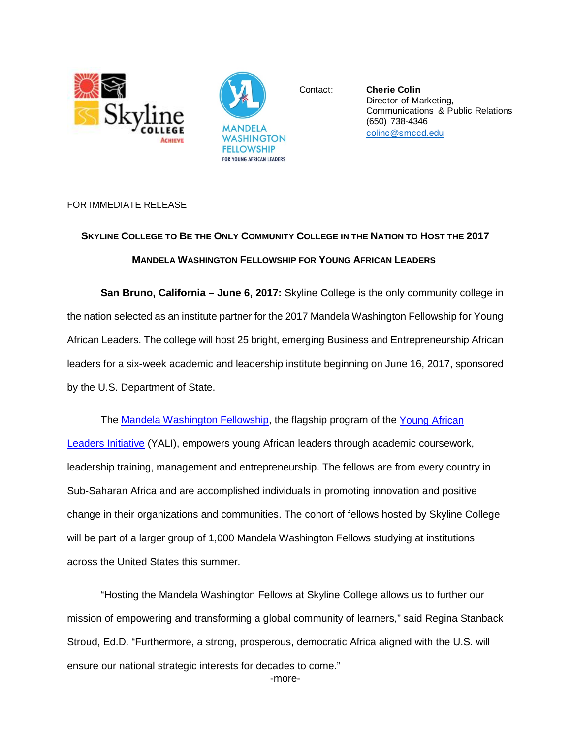Contact: **Cherie Colin**
Director of Marketing,
Communications & Public Relations
(650) 738-4346
colinc@smccd.edu

FOR IMMEDIATE RELEASE

## SKYLINE COLLEGE TO BE THE ONLY COMMUNITY COLLEGE IN THE NATION TO HOST THE 2017 MANDELA WASHINGTON FELLOWSHIP FOR YOUNG AFRICAN LEADERS

**San Bruno, California – June 6, 2017:** Skyline College is the only community college in the nation selected as an institute partner for the 2017 Mandela Washington Fellowship for Young African Leaders. The college will host 25 bright, emerging Business and Entrepreneurship African leaders for a six-week academic and leadership institute beginning on June 16, 2017, sponsored by the U.S. Department of State.

The Mandela Washington Fellowship, the flagship program of the Young African Leaders Initiative (YALI), empowers young African leaders through academic coursework, leadership training, management and entrepreneurship. The fellows are from every country in Sub-Saharan Africa and are accomplished individuals in promoting innovation and positive change in their organizations and communities. The cohort of fellows hosted by Skyline College will be part of a larger group of 1,000 Mandela Washington Fellows studying at institutions across the United States this summer.

"Hosting the Mandela Washington Fellows at Skyline College allows us to further our mission of empowering and transforming a global community of learners," said Regina Stanback Stroud, Ed.D. "Furthermore, a strong, prosperous, democratic Africa aligned with the U.S. will ensure our national strategic interests for decades to come."

-more-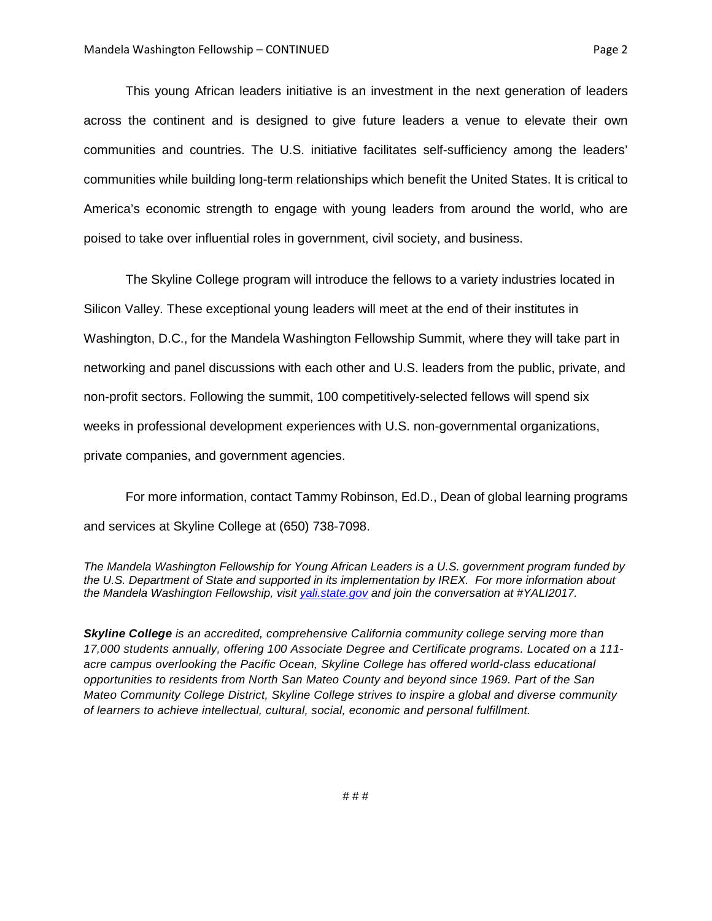This young African leaders initiative is an investment in the next generation of leaders across the continent and is designed to give future leaders a venue to elevate their own communities and countries. The U.S. initiative facilitates self-sufficiency among the leaders' communities while building long-term relationships which benefit the United States. It is critical to America's economic strength to engage with young leaders from around the world, who are poised to take over influential roles in government, civil society, and business.

The Skyline College program will introduce the fellows to a variety industries located in Silicon Valley. These exceptional young leaders will meet at the end of their institutes in Washington, D.C., for the Mandela Washington Fellowship Summit, where they will take part in networking and panel discussions with each other and U.S. leaders from the public, private, and non-profit sectors. Following the summit, 100 competitively-selected fellows will spend six weeks in professional development experiences with U.S. non-governmental organizations, private companies, and government agencies.

For more information, contact Tammy Robinson, Ed.D., Dean of global learning programs and services at Skyline College at (650) 738-7098.

*The Mandela Washington Fellowship for Young African Leaders is a U.S. government program funded by the U.S. Department of State and supported in its implementation by IREX. For more information about the Mandela Washington Fellowship, visit [yali.state.gov](http://yali.state.gov) and join the conversation at #YALI2017.*

***Skyline College** is an accredited, comprehensive California community college serving more than 17,000 students annually, offering 100 Associate Degree and Certificate programs. Located on a 111-acre campus overlooking the Pacific Ocean, Skyline College has offered world-class educational opportunities to residents from North San Mateo County and beyond since 1969. Part of the San Mateo Community College District, Skyline College strives to inspire a global and diverse community of learners to achieve intellectual, cultural, social, economic and personal fulfillment.*

# # #